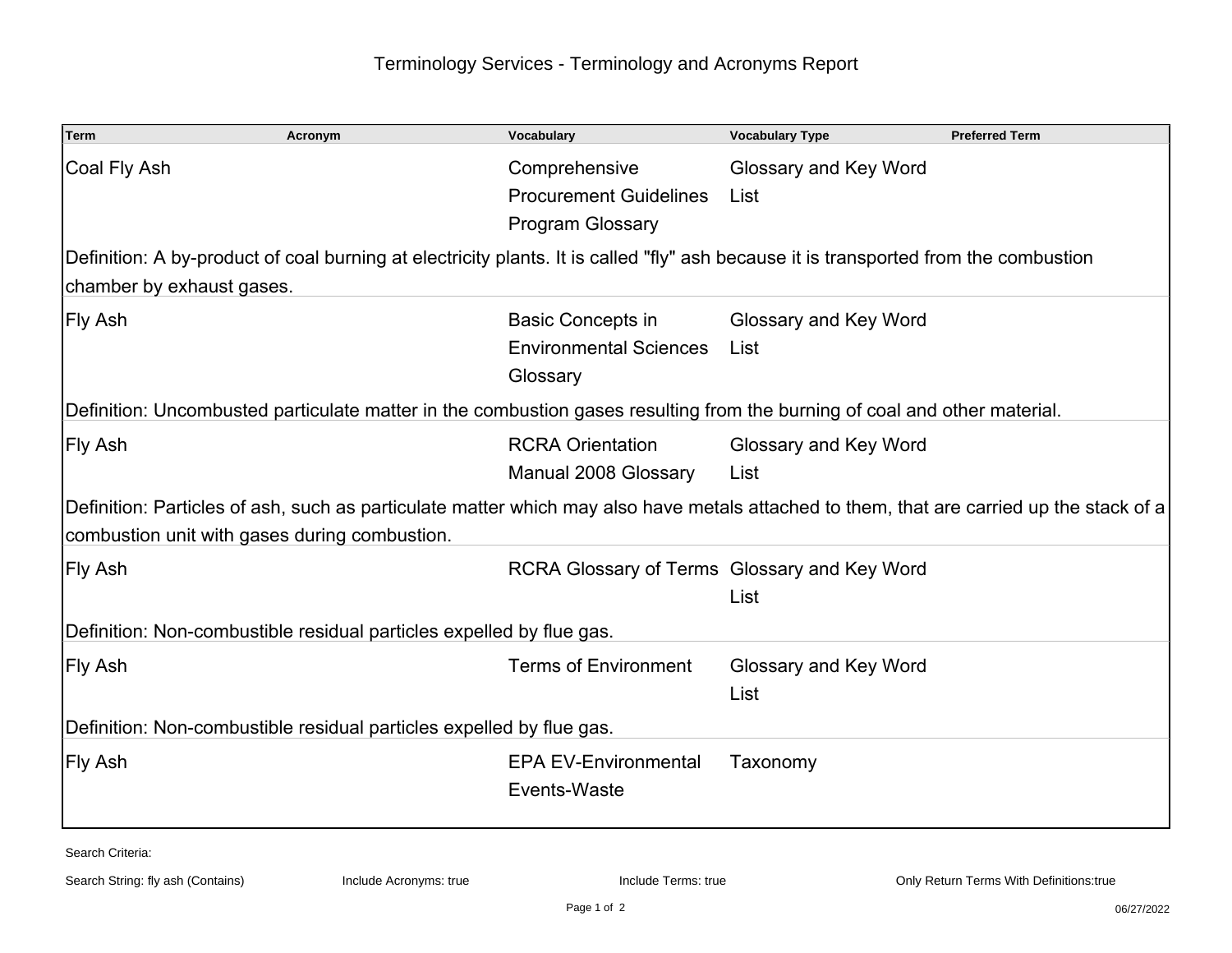# Terminology Services - Terminology and Acronyms Report

| Term | Acronym | Vocabulary | Vocabulary Type | Preferred Term |
| --- | --- | --- | --- | --- |
| Coal Fly Ash | | Comprehensive Procurement Guidelines Program Glossary | Glossary and Key Word List | |
| Definition: A by-product of coal burning at electricity plants. It is called "fly" ash because it is transported from the combustion chamber by exhaust gases. | | | | |
| Fly Ash | | Basic Concepts in Environmental Sciences Glossary | Glossary and Key Word List | |
| Definition: Uncombusted particulate matter in the combustion gases resulting from the burning of coal and other material. | | | | |
| Fly Ash | | RCRA Orientation Manual 2008 Glossary | Glossary and Key Word List | |
| Definition: Particles of ash, such as particulate matter which may also have metals attached to them, that are carried up the stack of a combustion unit with gases during combustion. | | | | |
| Fly Ash | | RCRA Glossary of Terms | Glossary and Key Word List | |
| Definition: Non-combustible residual particles expelled by flue gas. | | | | |
| Fly Ash | | Terms of Environment | Glossary and Key Word List | |
| Definition: Non-combustible residual particles expelled by flue gas. | | | | |
| Fly Ash | | EPA EV-Environmental Events-Waste | Taxonomy | |

Search Criteria:

Search String: fly ash (Contains) | Include Acronyms: true | Include Terms: true | Only Return Terms With Definitions:true

06/27/2022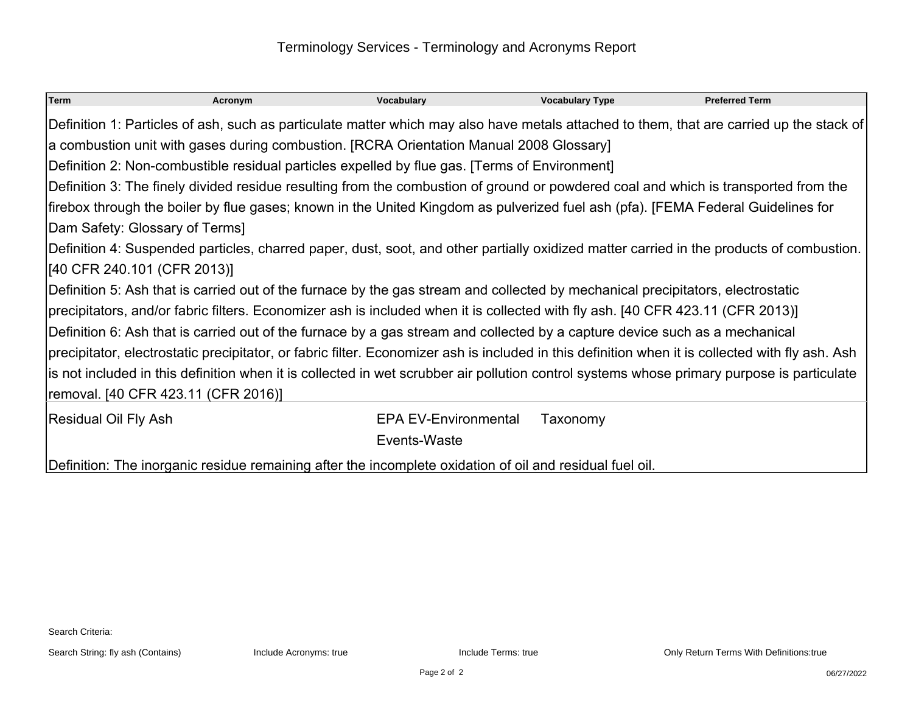# Terminology Services - Terminology and Acronyms Report

| Term | Acronym | Vocabulary | Vocabulary Type | Preferred Term |
|---|---|---|---|---|

Definition 1: Particles of ash, such as particulate matter which may also have metals attached to them, that are carried up the stack of a combustion unit with gases during combustion. [RCRA Orientation Manual 2008 Glossary]
Definition 2: Non-combustible residual particles expelled by flue gas. [Terms of Environment]
Definition 3: The finely divided residue resulting from the combustion of ground or powdered coal and which is transported from the firebox through the boiler by flue gases; known in the United Kingdom as pulverized fuel ash (pfa). [FEMA Federal Guidelines for Dam Safety: Glossary of Terms]
Definition 4: Suspended particles, charred paper, dust, soot, and other partially oxidized matter carried in the products of combustion. [40 CFR 240.101 (CFR 2013)]
Definition 5: Ash that is carried out of the furnace by the gas stream and collected by mechanical precipitators, electrostatic precipitators, and/or fabric filters. Economizer ash is included when it is collected with fly ash. [40 CFR 423.11 (CFR 2013)]
Definition 6: Ash that is carried out of the furnace by a gas stream and collected by a capture device such as a mechanical precipitator, electrostatic precipitator, or fabric filter. Economizer ash is included in this definition when it is collected with fly ash. Ash is not included in this definition when it is collected in wet scrubber air pollution control systems whose primary purpose is particulate removal. [40 CFR 423.11 (CFR 2016)]

| Term | Acronym | Vocabulary | Vocabulary Type | Preferred Term |
|---|---|---|---|---|
| Residual Oil Fly Ash | | EPA EV-Environmental Events-Waste | Taxonomy | |

Definition: The inorganic residue remaining after the incomplete oxidation of oil and residual fuel oil.

Search Criteria:

Search String: fly ash (Contains) Include Acronyms: true Include Terms: true Only Return Terms With Definitions:true

06/27/2022